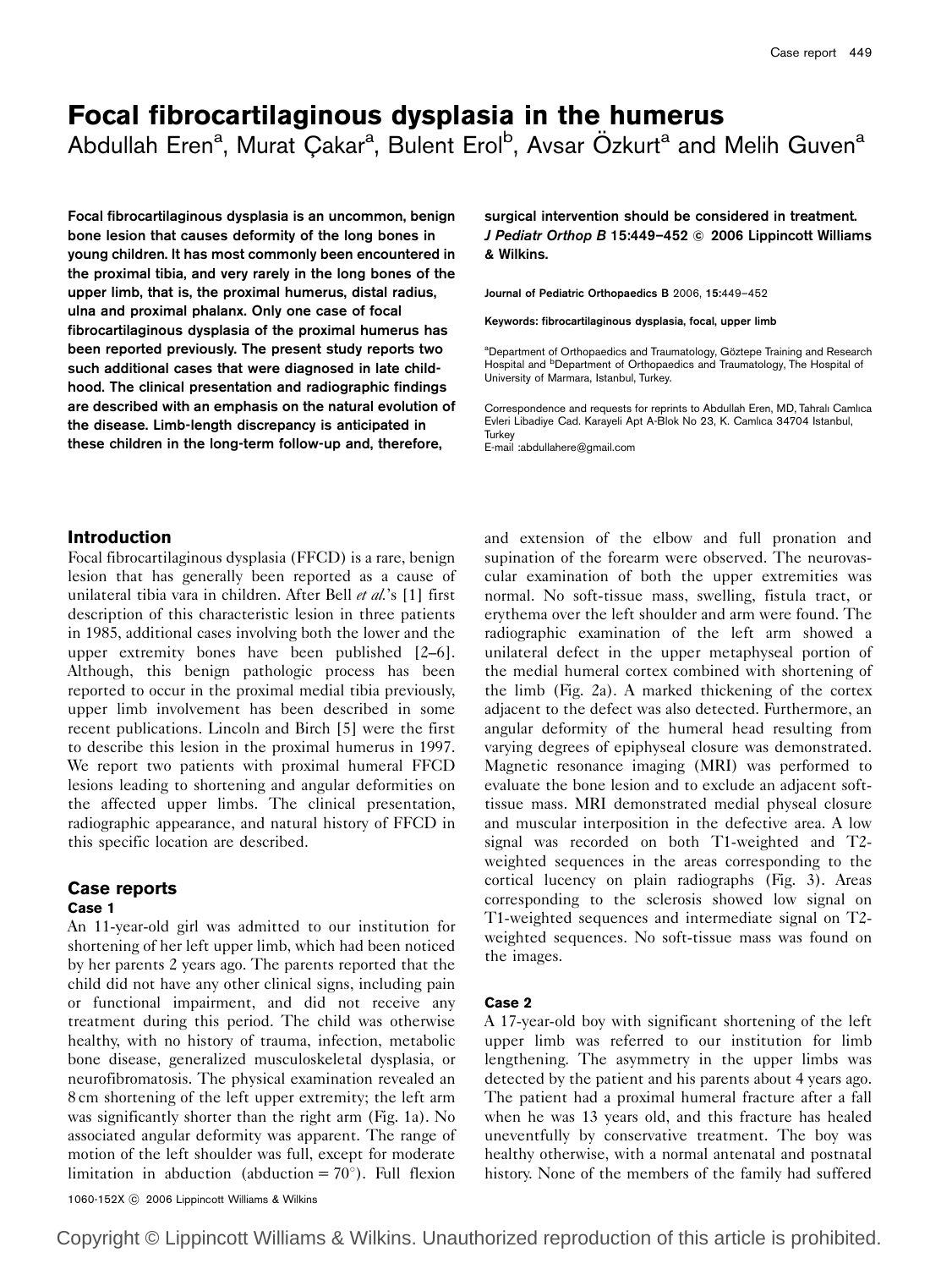# Focal fibrocartilaginous dysplasia in the humerus

Abdullah Eren[a], Murat Çakar[a], Bulent Erol[b], Avsar Özkurt[a] and Melih Guven[a]

**Focal fibrocartilaginous dysplasia is an uncommon, benign bone lesion that causes deformity of the long bones in young children. It has most commonly been encountered in the proximal tibia, and very rarely in the long bones of the upper limb, that is, the proximal humerus, distal radius, ulna and proximal phalanx. Only one case of focal fibrocartilaginous dysplasia of the proximal humerus has been reported previously. The present study reports two such additional cases that were diagnosed in late childhood. The clinical presentation and radiographic findings are described with an emphasis on the natural evolution of the disease. Limb-length discrepancy is anticipated in these children in the long-term follow-up and, therefore, surgical intervention should be considered in treatment. *J Pediatr Orthop B* 15:449–452 © 2006 Lippincott Williams & Wilkins.**

Journal of Pediatric Orthopaedics B 2006, **15**:449–452

**Keywords: fibrocartilaginous dysplasia, focal, upper limb**

[a]Department of Orthopaedics and Traumatology, Göztepe Training and Research Hospital and [b]Department of Orthopaedics and Traumatology, The Hospital of University of Marmara, Istanbul, Turkey.

Correspondence and requests for reprints to Abdullah Eren, MD, Tahralı Camlıca Evleri Libadiye Cad. Karayeli Apt A-Blok No 23, K. Camlıca 34704 Istanbul, Turkey

E-mail :abdullahere@gmail.com

## Introduction

Focal fibrocartilaginous dysplasia (FFCD) is a rare, benign lesion that has generally been reported as a cause of unilateral tibia vara in children. After Bell *et al.*'s [1] first description of this characteristic lesion in three patients in 1985, additional cases involving both the lower and the upper extremity bones have been published [2–6]. Although, this benign pathologic process has been reported to occur in the proximal medial tibia previously, upper limb involvement has been described in some recent publications. Lincoln and Birch [5] were the first to describe this lesion in the proximal humerus in 1997. We report two patients with proximal humeral FFCD lesions leading to shortening and angular deformities on the affected upper limbs. The clinical presentation, radiographic appearance, and natural history of FFCD in this specific location are described.

## Case reports

### Case 1

An 11-year-old girl was admitted to our institution for shortening of her left upper limb, which had been noticed by her parents 2 years ago. The parents reported that the child did not have any other clinical signs, including pain or functional impairment, and did not receive any treatment during this period. The child was otherwise healthy, with no history of trauma, infection, metabolic bone disease, generalized musculoskeletal dysplasia, or neurofibromatosis. The physical examination revealed an 8 cm shortening of the left upper extremity; the left arm was significantly shorter than the right arm (Fig. 1a). No associated angular deformity was apparent. The range of motion of the left shoulder was full, except for moderate limitation in abduction (abduction = 70°). Full flexion and extension of the elbow and full pronation and supination of the forearm were observed. The neurovascular examination of both the upper extremities was normal. No soft-tissue mass, swelling, fistula tract, or erythema over the left shoulder and arm were found. The radiographic examination of the left arm showed a unilateral defect in the upper metaphyseal portion of the medial humeral cortex combined with shortening of the limb (Fig. 2a). A marked thickening of the cortex adjacent to the defect was also detected. Furthermore, an angular deformity of the humeral head resulting from varying degrees of epiphyseal closure was demonstrated. Magnetic resonance imaging (MRI) was performed to evaluate the bone lesion and to exclude an adjacent soft-tissue mass. MRI demonstrated medial physeal closure and muscular interposition in the defective area. A low signal was recorded on both T1-weighted and T2-weighted sequences in the areas corresponding to the cortical lucency on plain radiographs (Fig. 3). Areas corresponding to the sclerosis showed low signal on T1-weighted sequences and intermediate signal on T2-weighted sequences. No soft-tissue mass was found on the images.

### Case 2

A 17-year-old boy with significant shortening of the left upper limb was referred to our institution for limb lengthening. The asymmetry in the upper limbs was detected by the patient and his parents about 4 years ago. The patient had a proximal humeral fracture after a fall when he was 13 years old, and this fracture has healed uneventfully by conservative treatment. The boy was healthy otherwise, with a normal antenatal and postnatal history. None of the members of the family had suffered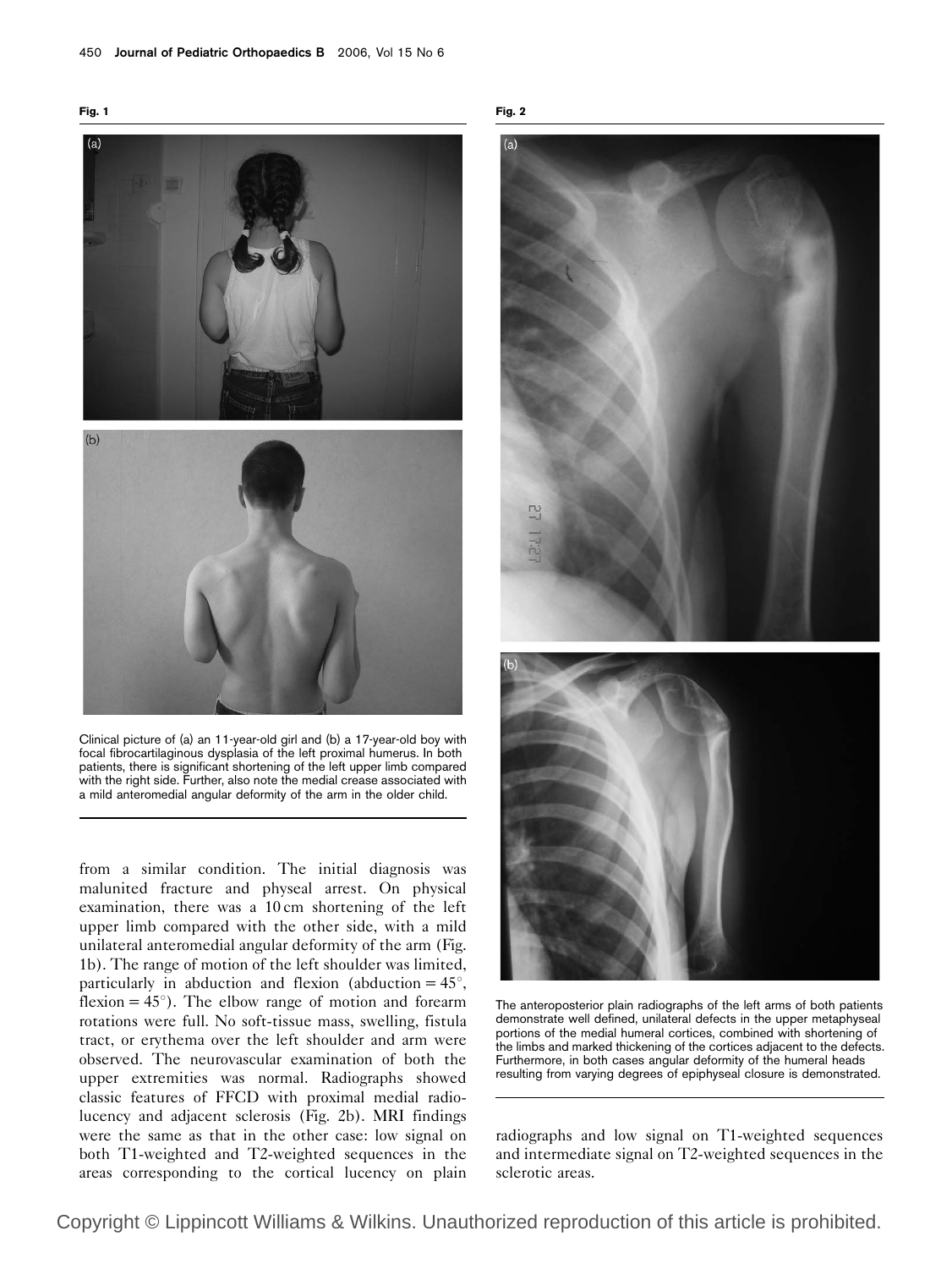**Fig. 1**

Clinical picture of (a) an 11-year-old girl and (b) a 17-year-old boy with focal fibrocartilaginous dysplasia of the left proximal humerus. In both patients, there is significant shortening of the left upper limb compared with the right side. Further, also note the medial crease associated with a mild anteromedial angular deformity of the arm in the older child.

from a similar condition. The initial diagnosis was malunited fracture and physeal arrest. On physical examination, there was a 10 cm shortening of the left upper limb compared with the other side, with a mild unilateral anteromedial angular deformity of the arm (Fig. 1b). The range of motion of the left shoulder was limited, particularly in abduction and flexion (abduction = 45°, flexion = 45°). The elbow range of motion and forearm rotations were full. No soft-tissue mass, swelling, fistula tract, or erythema over the left shoulder and arm were observed. The neurovascular examination of both the upper extremities was normal. Radiographs showed classic features of FFCD with proximal medial radiolucency and adjacent sclerosis (Fig. 2b). MRI findings were the same as that in the other case: low signal on both T1-weighted and T2-weighted sequences in the areas corresponding to the cortical lucency on plain radiographs and low signal on T1-weighted sequences and intermediate signal on T2-weighted sequences in the sclerotic areas.

**Fig. 2**

The anteroposterior plain radiographs of the left arms of both patients demonstrate well defined, unilateral defects in the upper metaphyseal portions of the medial humeral cortices, combined with shortening of the limbs and marked thickening of the cortices adjacent to the defects. Furthermore, in both cases angular deformity of the humeral heads resulting from varying degrees of epiphyseal closure is demonstrated.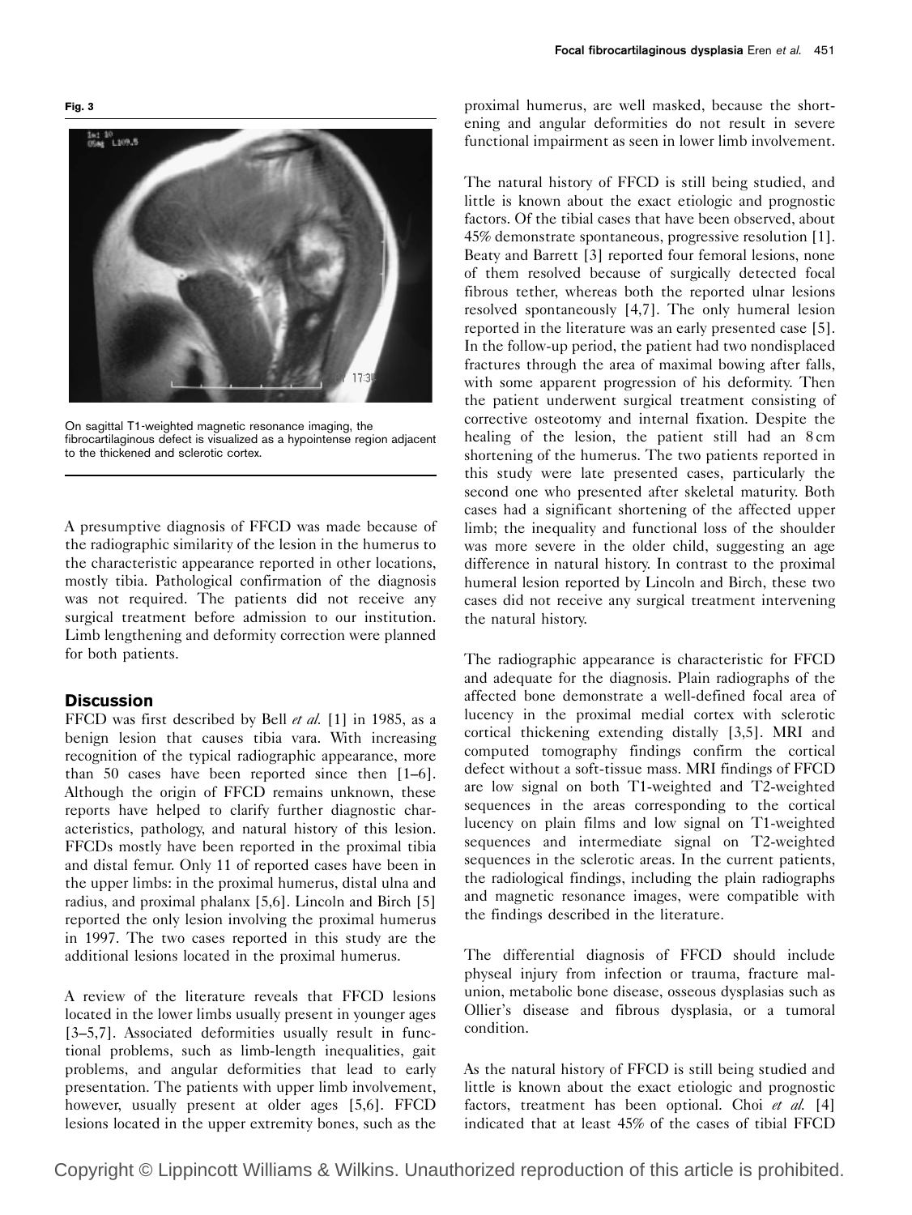**Fig. 3**

On sagittal T1-weighted magnetic resonance imaging, the fibrocartilaginous defect is visualized as a hypointense region adjacent to the thickened and sclerotic cortex.

A presumptive diagnosis of FFCD was made because of the radiographic similarity of the lesion in the humerus to the characteristic appearance reported in other locations, mostly tibia. Pathological confirmation of the diagnosis was not required. The patients did not receive any surgical treatment before admission to our institution. Limb lengthening and deformity correction were planned for both patients.

## Discussion

FFCD was first described by Bell *et al.* [1] in 1985, as a benign lesion that causes tibia vara. With increasing recognition of the typical radiographic appearance, more than 50 cases have been reported since then [1–6]. Although the origin of FFCD remains unknown, these reports have helped to clarify further diagnostic characteristics, pathology, and natural history of this lesion. FFCDs mostly have been reported in the proximal tibia and distal femur. Only 11 of reported cases have been in the upper limbs: in the proximal humerus, distal ulna and radius, and proximal phalanx [5,6]. Lincoln and Birch [5] reported the only lesion involving the proximal humerus in 1997. The two cases reported in this study are the additional lesions located in the proximal humerus.

A review of the literature reveals that FFCD lesions located in the lower limbs usually present in younger ages [3–5,7]. Associated deformities usually result in functional problems, such as limb-length inequalities, gait problems, and angular deformities that lead to early presentation. The patients with upper limb involvement, however, usually present at older ages [5,6]. FFCD lesions located in the upper extremity bones, such as the proximal humerus, are well masked, because the shortening and angular deformities do not result in severe functional impairment as seen in lower limb involvement.

The natural history of FFCD is still being studied, and little is known about the exact etiologic and prognostic factors. Of the tibial cases that have been observed, about 45% demonstrate spontaneous, progressive resolution [1]. Beaty and Barrett [3] reported four femoral lesions, none of them resolved because of surgically detected focal fibrous tether, whereas both the reported ulnar lesions resolved spontaneously [4,7]. The only humeral lesion reported in the literature was an early presented case [5]. In the follow-up period, the patient had two nondisplaced fractures through the area of maximal bowing after falls, with some apparent progression of his deformity. Then the patient underwent surgical treatment consisting of corrective osteotomy and internal fixation. Despite the healing of the lesion, the patient still had an 8 cm shortening of the humerus. The two patients reported in this study were late presented cases, particularly the second one who presented after skeletal maturity. Both cases had a significant shortening of the affected upper limb; the inequality and functional loss of the shoulder was more severe in the older child, suggesting an age difference in natural history. In contrast to the proximal humeral lesion reported by Lincoln and Birch, these two cases did not receive any surgical treatment intervening the natural history.

The radiographic appearance is characteristic for FFCD and adequate for the diagnosis. Plain radiographs of the affected bone demonstrate a well-defined focal area of lucency in the proximal medial cortex with sclerotic cortical thickening extending distally [3,5]. MRI and computed tomography findings confirm the cortical defect without a soft-tissue mass. MRI findings of FFCD are low signal on both T1-weighted and T2-weighted sequences in the areas corresponding to the cortical lucency on plain films and low signal on T1-weighted sequences and intermediate signal on T2-weighted sequences in the sclerotic areas. In the current patients, the radiological findings, including the plain radiographs and magnetic resonance images, were compatible with the findings described in the literature.

The differential diagnosis of FFCD should include physeal injury from infection or trauma, fracture malunion, metabolic bone disease, osseous dysplasias such as Ollier's disease and fibrous dysplasia, or a tumoral condition.

As the natural history of FFCD is still being studied and little is known about the exact etiologic and prognostic factors, treatment has been optional. Choi *et al.* [4] indicated that at least 45% of the cases of tibial FFCD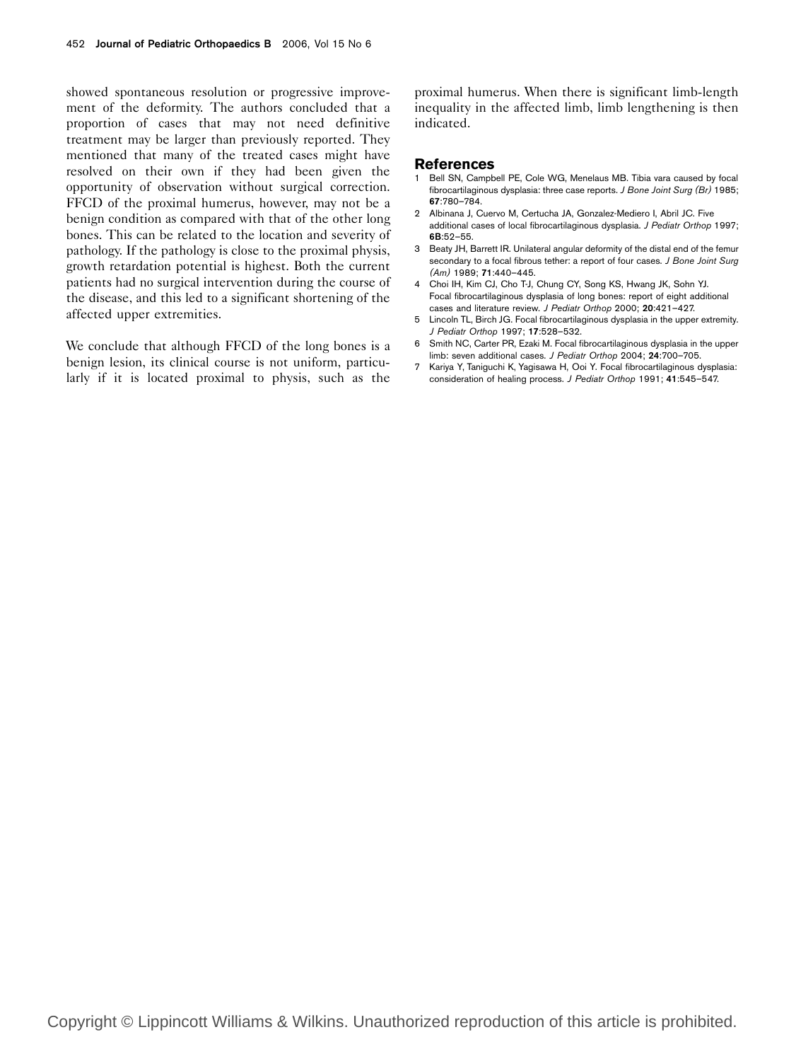showed spontaneous resolution or progressive improvement of the deformity. The authors concluded that a proportion of cases that may not need definitive treatment may be larger than previously reported. They mentioned that many of the treated cases might have resolved on their own if they had been given the opportunity of observation without surgical correction. FFCD of the proximal humerus, however, may not be a benign condition as compared with that of the other long bones. This can be related to the location and severity of pathology. If the pathology is close to the proximal physis, growth retardation potential is highest. Both the current patients had no surgical intervention during the course of the disease, and this led to a significant shortening of the affected upper extremities.

We conclude that although FFCD of the long bones is a benign lesion, its clinical course is not uniform, particularly if it is located proximal to physis, such as the proximal humerus. When there is significant limb-length inequality in the affected limb, limb lengthening is then indicated.

## References

1. Bell SN, Campbell PE, Cole WG, Menelaus MB. Tibia vara caused by focal fibrocartilaginous dysplasia: three case reports. *J Bone Joint Surg (Br)* 1985; **67**:780–784.
2. Albinana J, Cuervo M, Certucha JA, Gonzalez-Mediero I, Abril JC. Five additional cases of local fibrocartilaginous dysplasia. *J Pediatr Orthop* 1997; **6B**:52–55.
3. Beaty JH, Barrett IR. Unilateral angular deformity of the distal end of the femur secondary to a focal fibrous tether: a report of four cases. *J Bone Joint Surg (Am)* 1989; **71**:440–445.
4. Choi IH, Kim CJ, Cho T-J, Chung CY, Song KS, Hwang JK, Sohn YJ. Focal fibrocartilaginous dysplasia of long bones: report of eight additional cases and literature review. *J Pediatr Orthop* 2000; **20**:421–427.
5. Lincoln TL, Birch JG. Focal fibrocartilaginous dysplasia in the upper extremity. *J Pediatr Orthop* 1997; **17**:528–532.
6. Smith NC, Carter PR, Ezaki M. Focal fibrocartilaginous dysplasia in the upper limb: seven additional cases. *J Pediatr Orthop* 2004; **24**:700–705.
7. Kariya Y, Taniguchi K, Yagisawa H, Ooi Y. Focal fibrocartilaginous dysplasia: consideration of healing process. *J Pediatr Orthop* 1991; **41**:545–547.